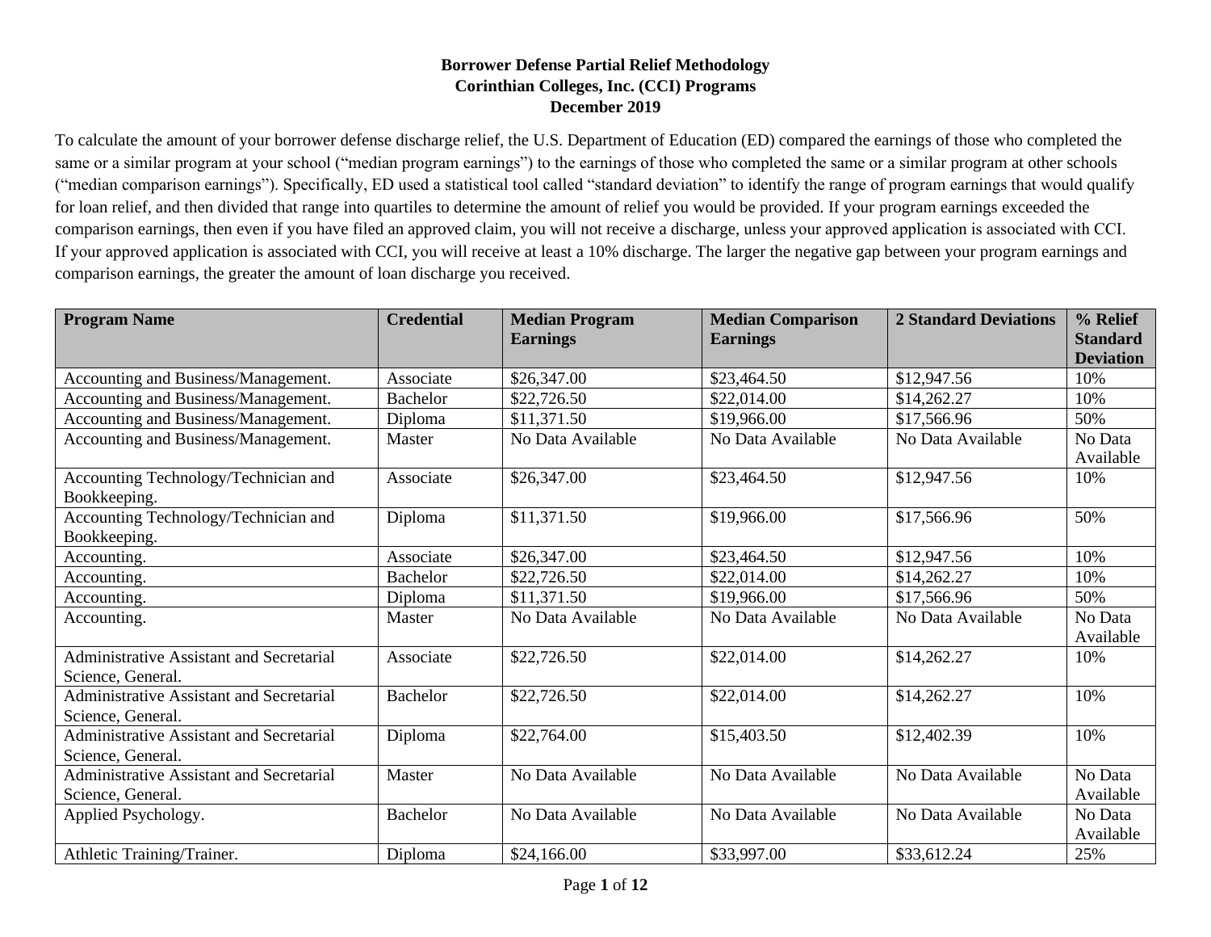**Borrower Defense Partial Relief Methodology**
**Corinthian Colleges, Inc. (CCI) Programs**
**December 2019**

To calculate the amount of your borrower defense discharge relief, the U.S. Department of Education (ED) compared the earnings of those who completed the same or a similar program at your school ("median program earnings") to the earnings of those who completed the same or a similar program at other schools ("median comparison earnings"). Specifically, ED used a statistical tool called "standard deviation" to identify the range of program earnings that would qualify for loan relief, and then divided that range into quartiles to determine the amount of relief you would be provided. If your program earnings exceeded the comparison earnings, then even if you have filed an approved claim, you will not receive a discharge, unless your approved application is associated with CCI. If your approved application is associated with CCI, you will receive at least a 10% discharge. The larger the negative gap between your program earnings and comparison earnings, the greater the amount of loan discharge you received.

| Program Name | Credential | Median Program Earnings | Median Comparison Earnings | 2 Standard Deviations | % Relief Standard Deviation |
|---|---|---|---|---|---|
| Accounting and Business/Management. | Associate | $26,347.00 | $23,464.50 | $12,947.56 | 10% |
| Accounting and Business/Management. | Bachelor | $22,726.50 | $22,014.00 | $14,262.27 | 10% |
| Accounting and Business/Management. | Diploma | $11,371.50 | $19,966.00 | $17,566.96 | 50% |
| Accounting and Business/Management. | Master | No Data Available | No Data Available | No Data Available | No Data Available |
| Accounting Technology/Technician and Bookkeeping. | Associate | $26,347.00 | $23,464.50 | $12,947.56 | 10% |
| Accounting Technology/Technician and Bookkeeping. | Diploma | $11,371.50 | $19,966.00 | $17,566.96 | 50% |
| Accounting. | Associate | $26,347.00 | $23,464.50 | $12,947.56 | 10% |
| Accounting. | Bachelor | $22,726.50 | $22,014.00 | $14,262.27 | 10% |
| Accounting. | Diploma | $11,371.50 | $19,966.00 | $17,566.96 | 50% |
| Accounting. | Master | No Data Available | No Data Available | No Data Available | No Data Available |
| Administrative Assistant and Secretarial Science, General. | Associate | $22,726.50 | $22,014.00 | $14,262.27 | 10% |
| Administrative Assistant and Secretarial Science, General. | Bachelor | $22,726.50 | $22,014.00 | $14,262.27 | 10% |
| Administrative Assistant and Secretarial Science, General. | Diploma | $22,764.00 | $15,403.50 | $12,402.39 | 10% |
| Administrative Assistant and Secretarial Science, General. | Master | No Data Available | No Data Available | No Data Available | No Data Available |
| Applied Psychology. | Bachelor | No Data Available | No Data Available | No Data Available | No Data Available |
| Athletic Training/Trainer. | Diploma | $24,166.00 | $33,997.00 | $33,612.24 | 25% |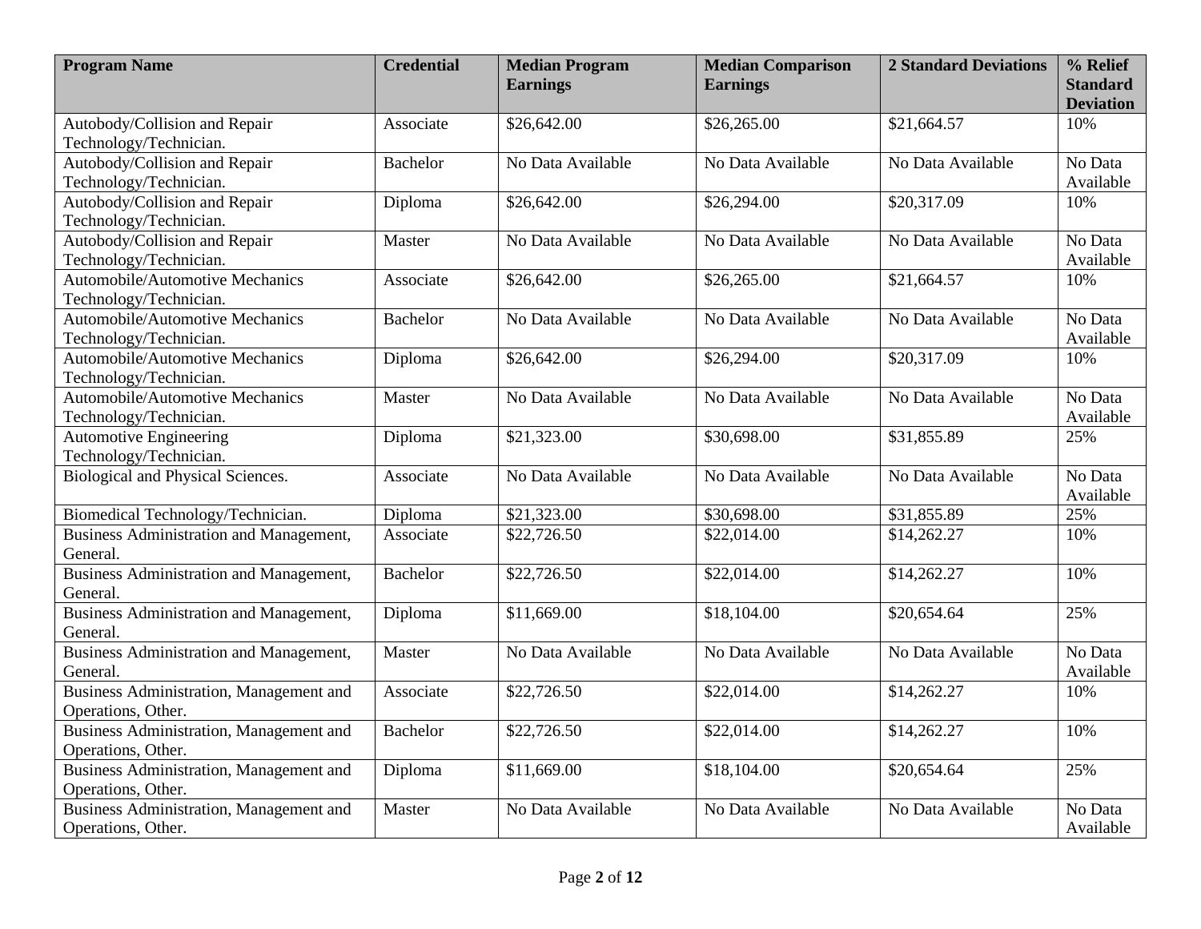| Program Name | Credential | Median Program Earnings | Median Comparison Earnings | 2 Standard Deviations | % Relief Standard Deviation |
| --- | --- | --- | --- | --- | --- |
| Autobody/Collision and Repair Technology/Technician. | Associate | $26,642.00 | $26,265.00 | $21,664.57 | 10% |
| Autobody/Collision and Repair Technology/Technician. | Bachelor | No Data Available | No Data Available | No Data Available | No Data Available |
| Autobody/Collision and Repair Technology/Technician. | Diploma | $26,642.00 | $26,294.00 | $20,317.09 | 10% |
| Autobody/Collision and Repair Technology/Technician. | Master | No Data Available | No Data Available | No Data Available | No Data Available |
| Automobile/Automotive Mechanics Technology/Technician. | Associate | $26,642.00 | $26,265.00 | $21,664.57 | 10% |
| Automobile/Automotive Mechanics Technology/Technician. | Bachelor | No Data Available | No Data Available | No Data Available | No Data Available |
| Automobile/Automotive Mechanics Technology/Technician. | Diploma | $26,642.00 | $26,294.00 | $20,317.09 | 10% |
| Automobile/Automotive Mechanics Technology/Technician. | Master | No Data Available | No Data Available | No Data Available | No Data Available |
| Automotive Engineering Technology/Technician. | Diploma | $21,323.00 | $30,698.00 | $31,855.89 | 25% |
| Biological and Physical Sciences. | Associate | No Data Available | No Data Available | No Data Available | No Data Available |
| Biomedical Technology/Technician. | Diploma | $21,323.00 | $30,698.00 | $31,855.89 | 25% |
| Business Administration and Management, General. | Associate | $22,726.50 | $22,014.00 | $14,262.27 | 10% |
| Business Administration and Management, General. | Bachelor | $22,726.50 | $22,014.00 | $14,262.27 | 10% |
| Business Administration and Management, General. | Diploma | $11,669.00 | $18,104.00 | $20,654.64 | 25% |
| Business Administration and Management, General. | Master | No Data Available | No Data Available | No Data Available | No Data Available |
| Business Administration, Management and Operations, Other. | Associate | $22,726.50 | $22,014.00 | $14,262.27 | 10% |
| Business Administration, Management and Operations, Other. | Bachelor | $22,726.50 | $22,014.00 | $14,262.27 | 10% |
| Business Administration, Management and Operations, Other. | Diploma | $11,669.00 | $18,104.00 | $20,654.64 | 25% |
| Business Administration, Management and Operations, Other. | Master | No Data Available | No Data Available | No Data Available | No Data Available |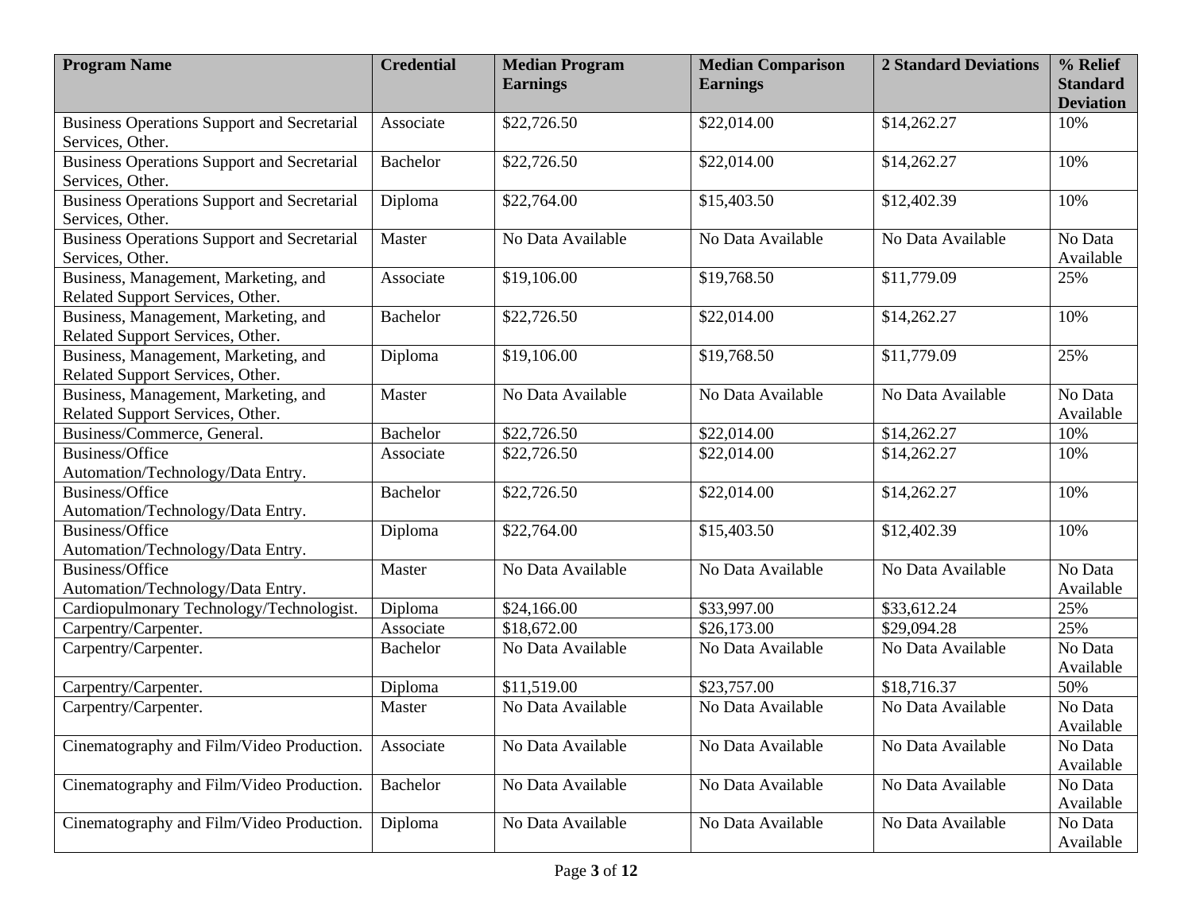| Program Name | Credential | Median Program Earnings | Median Comparison Earnings | 2 Standard Deviations | % Relief Standard Deviation |
| --- | --- | --- | --- | --- | --- |
| Business Operations Support and Secretarial Services, Other. | Associate | $22,726.50 | $22,014.00 | $14,262.27 | 10% |
| Business Operations Support and Secretarial Services, Other. | Bachelor | $22,726.50 | $22,014.00 | $14,262.27 | 10% |
| Business Operations Support and Secretarial Services, Other. | Diploma | $22,764.00 | $15,403.50 | $12,402.39 | 10% |
| Business Operations Support and Secretarial Services, Other. | Master | No Data Available | No Data Available | No Data Available | No Data Available |
| Business, Management, Marketing, and Related Support Services, Other. | Associate | $19,106.00 | $19,768.50 | $11,779.09 | 25% |
| Business, Management, Marketing, and Related Support Services, Other. | Bachelor | $22,726.50 | $22,014.00 | $14,262.27 | 10% |
| Business, Management, Marketing, and Related Support Services, Other. | Diploma | $19,106.00 | $19,768.50 | $11,779.09 | 25% |
| Business, Management, Marketing, and Related Support Services, Other. | Master | No Data Available | No Data Available | No Data Available | No Data Available |
| Business/Commerce, General. | Bachelor | $22,726.50 | $22,014.00 | $14,262.27 | 10% |
| Business/Office Automation/Technology/Data Entry. | Associate | $22,726.50 | $22,014.00 | $14,262.27 | 10% |
| Business/Office Automation/Technology/Data Entry. | Bachelor | $22,726.50 | $22,014.00 | $14,262.27 | 10% |
| Business/Office Automation/Technology/Data Entry. | Diploma | $22,764.00 | $15,403.50 | $12,402.39 | 10% |
| Business/Office Automation/Technology/Data Entry. | Master | No Data Available | No Data Available | No Data Available | No Data Available |
| Cardiopulmonary Technology/Technologist. | Diploma | $24,166.00 | $33,997.00 | $33,612.24 | 25% |
| Carpentry/Carpenter. | Associate | $18,672.00 | $26,173.00 | $29,094.28 | 25% |
| Carpentry/Carpenter. | Bachelor | No Data Available | No Data Available | No Data Available | No Data Available |
| Carpentry/Carpenter. | Diploma | $11,519.00 | $23,757.00 | $18,716.37 | 50% |
| Carpentry/Carpenter. | Master | No Data Available | No Data Available | No Data Available | No Data Available |
| Cinematography and Film/Video Production. | Associate | No Data Available | No Data Available | No Data Available | No Data Available |
| Cinematography and Film/Video Production. | Bachelor | No Data Available | No Data Available | No Data Available | No Data Available |
| Cinematography and Film/Video Production. | Diploma | No Data Available | No Data Available | No Data Available | No Data Available |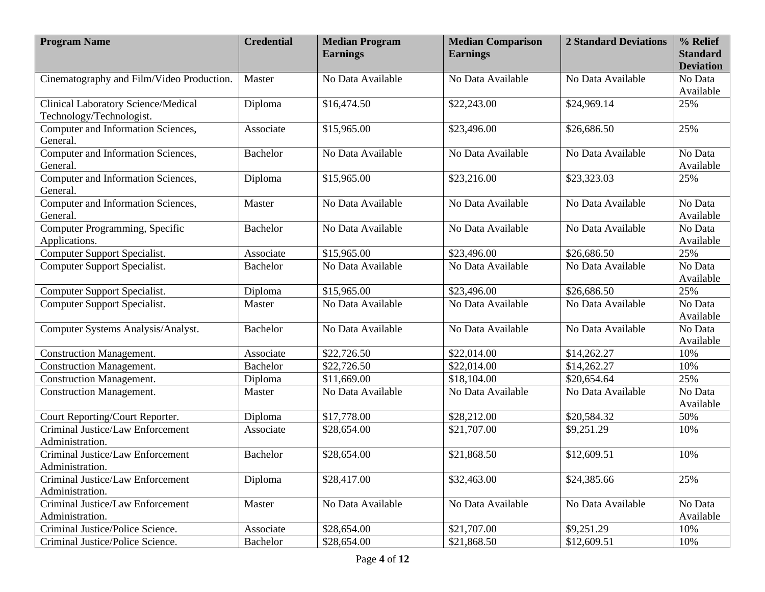| Program Name | Credential | Median Program Earnings | Median Comparison Earnings | 2 Standard Deviations | % Relief Standard Deviation |
|---|---|---|---|---|---|
| Cinematography and Film/Video Production. | Master | No Data Available | No Data Available | No Data Available | No Data Available |
| Clinical Laboratory Science/Medical Technology/Technologist. | Diploma | $16,474.50 | $22,243.00 | $24,969.14 | 25% |
| Computer and Information Sciences, General. | Associate | $15,965.00 | $23,496.00 | $26,686.50 | 25% |
| Computer and Information Sciences, General. | Bachelor | No Data Available | No Data Available | No Data Available | No Data Available |
| Computer and Information Sciences, General. | Diploma | $15,965.00 | $23,216.00 | $23,323.03 | 25% |
| Computer and Information Sciences, General. | Master | No Data Available | No Data Available | No Data Available | No Data Available |
| Computer Programming, Specific Applications. | Bachelor | No Data Available | No Data Available | No Data Available | No Data Available |
| Computer Support Specialist. | Associate | $15,965.00 | $23,496.00 | $26,686.50 | 25% |
| Computer Support Specialist. | Bachelor | No Data Available | No Data Available | No Data Available | No Data Available |
| Computer Support Specialist. | Diploma | $15,965.00 | $23,496.00 | $26,686.50 | 25% |
| Computer Support Specialist. | Master | No Data Available | No Data Available | No Data Available | No Data Available |
| Computer Systems Analysis/Analyst. | Bachelor | No Data Available | No Data Available | No Data Available | No Data Available |
| Construction Management. | Associate | $22,726.50 | $22,014.00 | $14,262.27 | 10% |
| Construction Management. | Bachelor | $22,726.50 | $22,014.00 | $14,262.27 | 10% |
| Construction Management. | Diploma | $11,669.00 | $18,104.00 | $20,654.64 | 25% |
| Construction Management. | Master | No Data Available | No Data Available | No Data Available | No Data Available |
| Court Reporting/Court Reporter. | Diploma | $17,778.00 | $28,212.00 | $20,584.32 | 50% |
| Criminal Justice/Law Enforcement Administration. | Associate | $28,654.00 | $21,707.00 | $9,251.29 | 10% |
| Criminal Justice/Law Enforcement Administration. | Bachelor | $28,654.00 | $21,868.50 | $12,609.51 | 10% |
| Criminal Justice/Law Enforcement Administration. | Diploma | $28,417.00 | $32,463.00 | $24,385.66 | 25% |
| Criminal Justice/Law Enforcement Administration. | Master | No Data Available | No Data Available | No Data Available | No Data Available |
| Criminal Justice/Police Science. | Associate | $28,654.00 | $21,707.00 | $9,251.29 | 10% |
| Criminal Justice/Police Science. | Bachelor | $28,654.00 | $21,868.50 | $12,609.51 | 10% |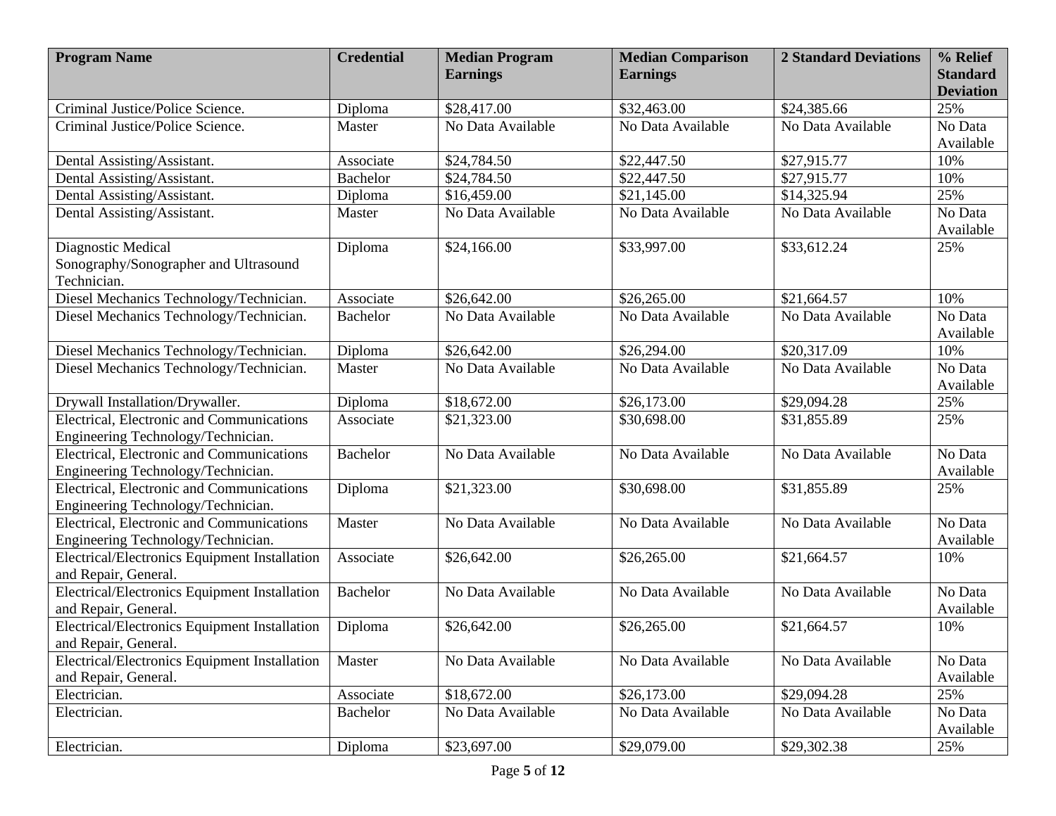| Program Name | Credential | Median Program Earnings | Median Comparison Earnings | 2 Standard Deviations | % Relief Standard Deviation |
|---|---|---|---|---|---|
| Criminal Justice/Police Science. | Diploma | $28,417.00 | $32,463.00 | $24,385.66 | 25% |
| Criminal Justice/Police Science. | Master | No Data Available | No Data Available | No Data Available | No Data Available |
| Dental Assisting/Assistant. | Associate | $24,784.50 | $22,447.50 | $27,915.77 | 10% |
| Dental Assisting/Assistant. | Bachelor | $24,784.50 | $22,447.50 | $27,915.77 | 10% |
| Dental Assisting/Assistant. | Diploma | $16,459.00 | $21,145.00 | $14,325.94 | 25% |
| Dental Assisting/Assistant. | Master | No Data Available | No Data Available | No Data Available | No Data Available |
| Diagnostic Medical Sonography/Sonographer and Ultrasound Technician. | Diploma | $24,166.00 | $33,997.00 | $33,612.24 | 25% |
| Diesel Mechanics Technology/Technician. | Associate | $26,642.00 | $26,265.00 | $21,664.57 | 10% |
| Diesel Mechanics Technology/Technician. | Bachelor | No Data Available | No Data Available | No Data Available | No Data Available |
| Diesel Mechanics Technology/Technician. | Diploma | $26,642.00 | $26,294.00 | $20,317.09 | 10% |
| Diesel Mechanics Technology/Technician. | Master | No Data Available | No Data Available | No Data Available | No Data Available |
| Drywall Installation/Drywaller. | Diploma | $18,672.00 | $26,173.00 | $29,094.28 | 25% |
| Electrical, Electronic and Communications Engineering Technology/Technician. | Associate | $21,323.00 | $30,698.00 | $31,855.89 | 25% |
| Electrical, Electronic and Communications Engineering Technology/Technician. | Bachelor | No Data Available | No Data Available | No Data Available | No Data Available |
| Electrical, Electronic and Communications Engineering Technology/Technician. | Diploma | $21,323.00 | $30,698.00 | $31,855.89 | 25% |
| Electrical, Electronic and Communications Engineering Technology/Technician. | Master | No Data Available | No Data Available | No Data Available | No Data Available |
| Electrical/Electronics Equipment Installation and Repair, General. | Associate | $26,642.00 | $26,265.00 | $21,664.57 | 10% |
| Electrical/Electronics Equipment Installation and Repair, General. | Bachelor | No Data Available | No Data Available | No Data Available | No Data Available |
| Electrical/Electronics Equipment Installation and Repair, General. | Diploma | $26,642.00 | $26,265.00 | $21,664.57 | 10% |
| Electrical/Electronics Equipment Installation and Repair, General. | Master | No Data Available | No Data Available | No Data Available | No Data Available |
| Electrician. | Associate | $18,672.00 | $26,173.00 | $29,094.28 | 25% |
| Electrician. | Bachelor | No Data Available | No Data Available | No Data Available | No Data Available |
| Electrician. | Diploma | $23,697.00 | $29,079.00 | $29,302.38 | 25% |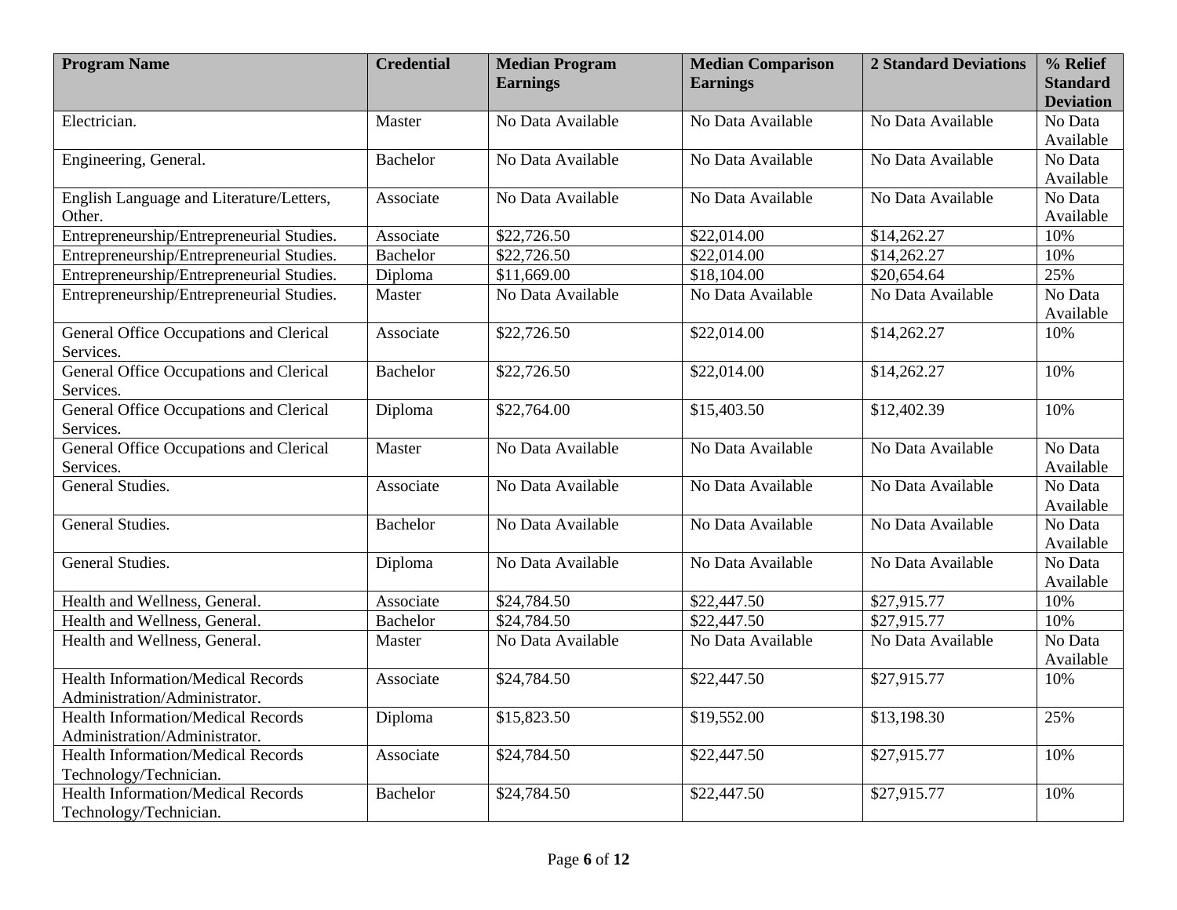| Program Name | Credential | Median Program Earnings | Median Comparison Earnings | 2 Standard Deviations | % Relief Standard Deviation |
|---|---|---|---|---|---|
| Electrician. | Master | No Data Available | No Data Available | No Data Available | No Data Available |
| Engineering, General. | Bachelor | No Data Available | No Data Available | No Data Available | No Data Available |
| English Language and Literature/Letters, Other. | Associate | No Data Available | No Data Available | No Data Available | No Data Available |
| Entrepreneurship/Entrepreneurial Studies. | Associate | $22,726.50 | $22,014.00 | $14,262.27 | 10% |
| Entrepreneurship/Entrepreneurial Studies. | Bachelor | $22,726.50 | $22,014.00 | $14,262.27 | 10% |
| Entrepreneurship/Entrepreneurial Studies. | Diploma | $11,669.00 | $18,104.00 | $20,654.64 | 25% |
| Entrepreneurship/Entrepreneurial Studies. | Master | No Data Available | No Data Available | No Data Available | No Data Available |
| General Office Occupations and Clerical Services. | Associate | $22,726.50 | $22,014.00 | $14,262.27 | 10% |
| General Office Occupations and Clerical Services. | Bachelor | $22,726.50 | $22,014.00 | $14,262.27 | 10% |
| General Office Occupations and Clerical Services. | Diploma | $22,764.00 | $15,403.50 | $12,402.39 | 10% |
| General Office Occupations and Clerical Services. | Master | No Data Available | No Data Available | No Data Available | No Data Available |
| General Studies. | Associate | No Data Available | No Data Available | No Data Available | No Data Available |
| General Studies. | Bachelor | No Data Available | No Data Available | No Data Available | No Data Available |
| General Studies. | Diploma | No Data Available | No Data Available | No Data Available | No Data Available |
| Health and Wellness, General. | Associate | $24,784.50 | $22,447.50 | $27,915.77 | 10% |
| Health and Wellness, General. | Bachelor | $24,784.50 | $22,447.50 | $27,915.77 | 10% |
| Health and Wellness, General. | Master | No Data Available | No Data Available | No Data Available | No Data Available |
| Health Information/Medical Records Administration/Administrator. | Associate | $24,784.50 | $22,447.50 | $27,915.77 | 10% |
| Health Information/Medical Records Administration/Administrator. | Diploma | $15,823.50 | $19,552.00 | $13,198.30 | 25% |
| Health Information/Medical Records Technology/Technician. | Associate | $24,784.50 | $22,447.50 | $27,915.77 | 10% |
| Health Information/Medical Records Technology/Technician. | Bachelor | $24,784.50 | $22,447.50 | $27,915.77 | 10% |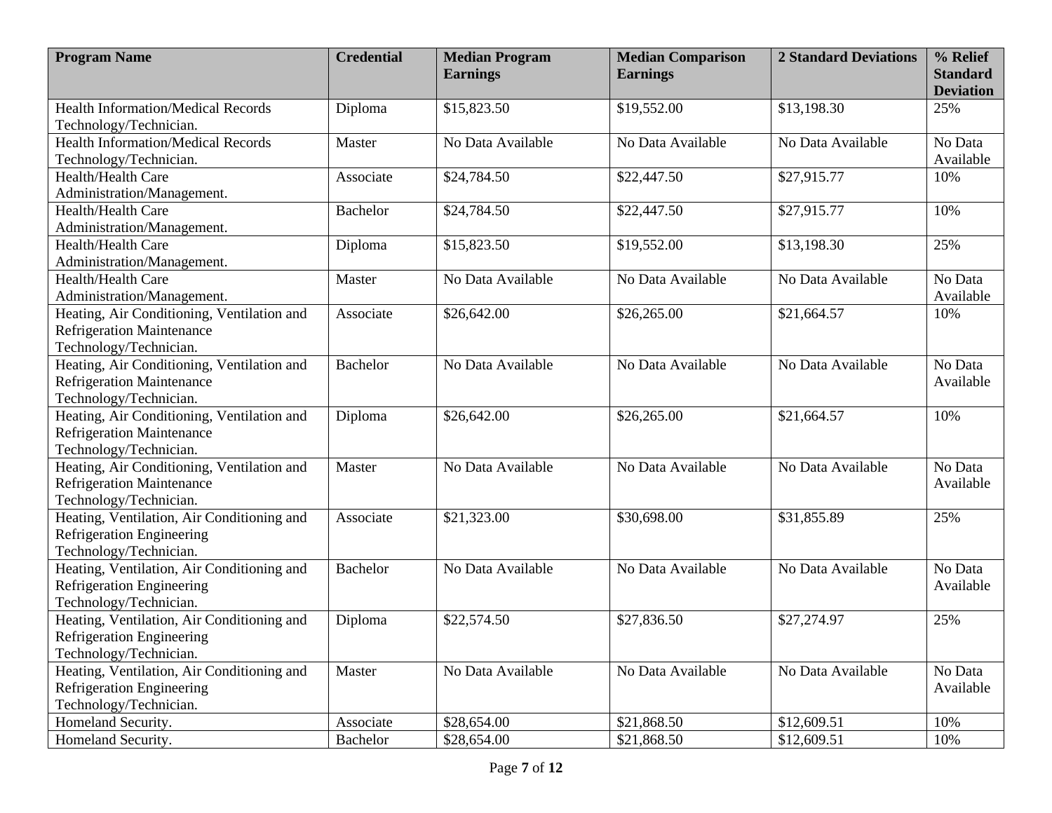| Program Name | Credential | Median Program Earnings | Median Comparison Earnings | 2 Standard Deviations | % Relief Standard Deviation |
|---|---|---|---|---|---|
| Health Information/Medical Records Technology/Technician. | Diploma | $15,823.50 | $19,552.00 | $13,198.30 | 25% |
| Health Information/Medical Records Technology/Technician. | Master | No Data Available | No Data Available | No Data Available | No Data Available |
| Health/Health Care Administration/Management. | Associate | $24,784.50 | $22,447.50 | $27,915.77 | 10% |
| Health/Health Care Administration/Management. | Bachelor | $24,784.50 | $22,447.50 | $27,915.77 | 10% |
| Health/Health Care Administration/Management. | Diploma | $15,823.50 | $19,552.00 | $13,198.30 | 25% |
| Health/Health Care Administration/Management. | Master | No Data Available | No Data Available | No Data Available | No Data Available |
| Heating, Air Conditioning, Ventilation and Refrigeration Maintenance Technology/Technician. | Associate | $26,642.00 | $26,265.00 | $21,664.57 | 10% |
| Heating, Air Conditioning, Ventilation and Refrigeration Maintenance Technology/Technician. | Bachelor | No Data Available | No Data Available | No Data Available | No Data Available |
| Heating, Air Conditioning, Ventilation and Refrigeration Maintenance Technology/Technician. | Diploma | $26,642.00 | $26,265.00 | $21,664.57 | 10% |
| Heating, Air Conditioning, Ventilation and Refrigeration Maintenance Technology/Technician. | Master | No Data Available | No Data Available | No Data Available | No Data Available |
| Heating, Ventilation, Air Conditioning and Refrigeration Engineering Technology/Technician. | Associate | $21,323.00 | $30,698.00 | $31,855.89 | 25% |
| Heating, Ventilation, Air Conditioning and Refrigeration Engineering Technology/Technician. | Bachelor | No Data Available | No Data Available | No Data Available | No Data Available |
| Heating, Ventilation, Air Conditioning and Refrigeration Engineering Technology/Technician. | Diploma | $22,574.50 | $27,836.50 | $27,274.97 | 25% |
| Heating, Ventilation, Air Conditioning and Refrigeration Engineering Technology/Technician. | Master | No Data Available | No Data Available | No Data Available | No Data Available |
| Homeland Security. | Associate | $28,654.00 | $21,868.50 | $12,609.51 | 10% |
| Homeland Security. | Bachelor | $28,654.00 | $21,868.50 | $12,609.51 | 10% |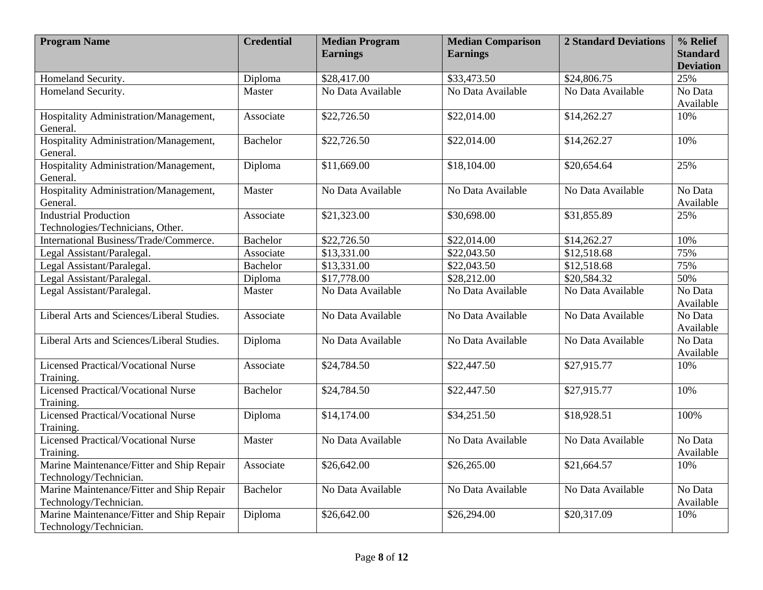| Program Name | Credential | Median Program Earnings | Median Comparison Earnings | 2 Standard Deviations | % Relief Standard Deviation |
|---|---|---|---|---|---|
| Homeland Security. | Diploma | $28,417.00 | $33,473.50 | $24,806.75 | 25% |
| Homeland Security. | Master | No Data Available | No Data Available | No Data Available | No Data Available |
| Hospitality Administration/Management, General. | Associate | $22,726.50 | $22,014.00 | $14,262.27 | 10% |
| Hospitality Administration/Management, General. | Bachelor | $22,726.50 | $22,014.00 | $14,262.27 | 10% |
| Hospitality Administration/Management, General. | Diploma | $11,669.00 | $18,104.00 | $20,654.64 | 25% |
| Hospitality Administration/Management, General. | Master | No Data Available | No Data Available | No Data Available | No Data Available |
| Industrial Production Technologies/Technicians, Other. | Associate | $21,323.00 | $30,698.00 | $31,855.89 | 25% |
| International Business/Trade/Commerce. | Bachelor | $22,726.50 | $22,014.00 | $14,262.27 | 10% |
| Legal Assistant/Paralegal. | Associate | $13,331.00 | $22,043.50 | $12,518.68 | 75% |
| Legal Assistant/Paralegal. | Bachelor | $13,331.00 | $22,043.50 | $12,518.68 | 75% |
| Legal Assistant/Paralegal. | Diploma | $17,778.00 | $28,212.00 | $20,584.32 | 50% |
| Legal Assistant/Paralegal. | Master | No Data Available | No Data Available | No Data Available | No Data Available |
| Liberal Arts and Sciences/Liberal Studies. | Associate | No Data Available | No Data Available | No Data Available | No Data Available |
| Liberal Arts and Sciences/Liberal Studies. | Diploma | No Data Available | No Data Available | No Data Available | No Data Available |
| Licensed Practical/Vocational Nurse Training. | Associate | $24,784.50 | $22,447.50 | $27,915.77 | 10% |
| Licensed Practical/Vocational Nurse Training. | Bachelor | $24,784.50 | $22,447.50 | $27,915.77 | 10% |
| Licensed Practical/Vocational Nurse Training. | Diploma | $14,174.00 | $34,251.50 | $18,928.51 | 100% |
| Licensed Practical/Vocational Nurse Training. | Master | No Data Available | No Data Available | No Data Available | No Data Available |
| Marine Maintenance/Fitter and Ship Repair Technology/Technician. | Associate | $26,642.00 | $26,265.00 | $21,664.57 | 10% |
| Marine Maintenance/Fitter and Ship Repair Technology/Technician. | Bachelor | No Data Available | No Data Available | No Data Available | No Data Available |
| Marine Maintenance/Fitter and Ship Repair Technology/Technician. | Diploma | $26,642.00 | $26,294.00 | $20,317.09 | 10% |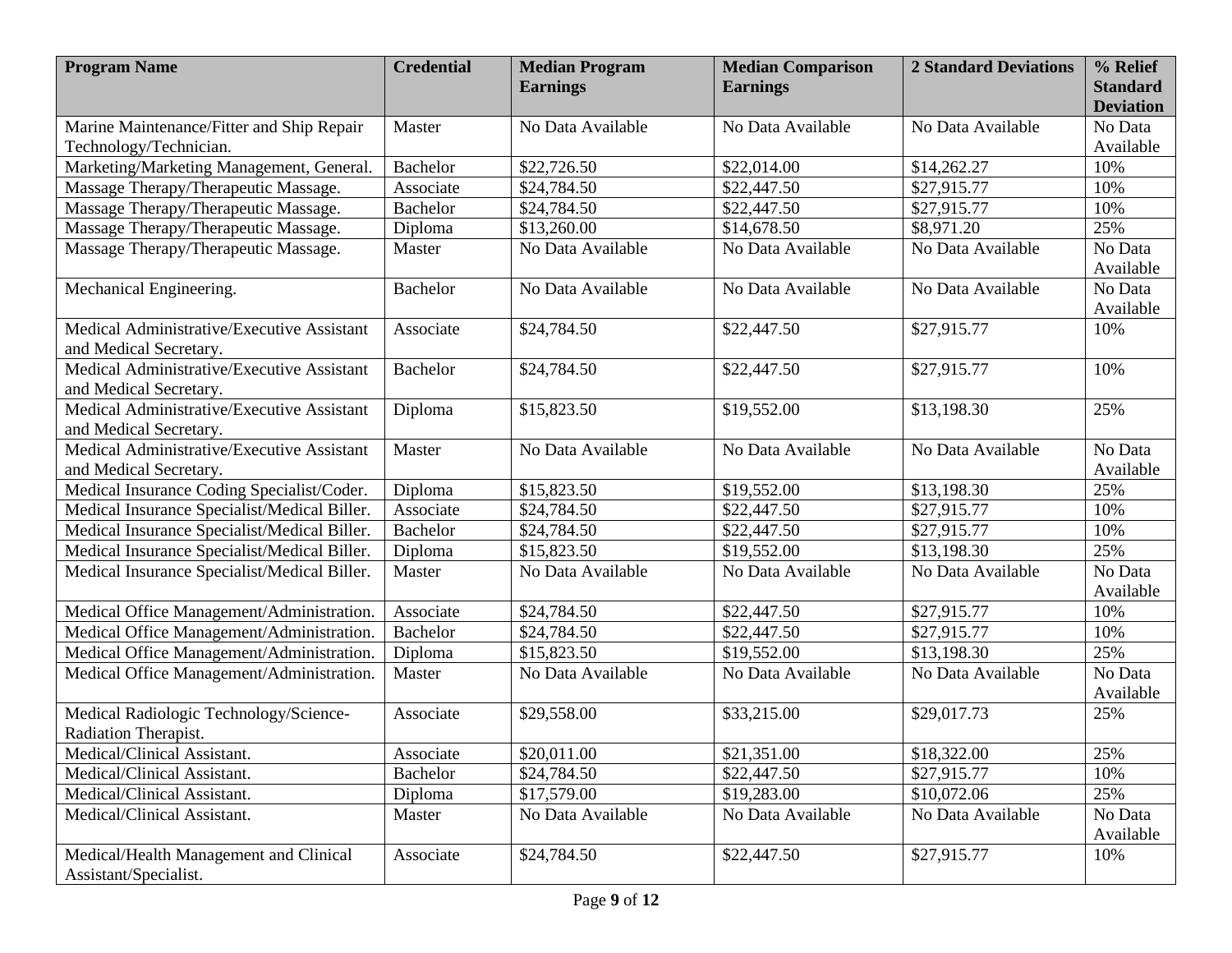| Program Name | Credential | Median Program Earnings | Median Comparison Earnings | 2 Standard Deviations | % Relief Standard Deviation |
|---|---|---|---|---|---|
| Marine Maintenance/Fitter and Ship Repair Technology/Technician. | Master | No Data Available | No Data Available | No Data Available | No Data Available |
| Marketing/Marketing Management, General. | Bachelor | $22,726.50 | $22,014.00 | $14,262.27 | 10% |
| Massage Therapy/Therapeutic Massage. | Associate | $24,784.50 | $22,447.50 | $27,915.77 | 10% |
| Massage Therapy/Therapeutic Massage. | Bachelor | $24,784.50 | $22,447.50 | $27,915.77 | 10% |
| Massage Therapy/Therapeutic Massage. | Diploma | $13,260.00 | $14,678.50 | $8,971.20 | 25% |
| Massage Therapy/Therapeutic Massage. | Master | No Data Available | No Data Available | No Data Available | No Data Available |
| Mechanical Engineering. | Bachelor | No Data Available | No Data Available | No Data Available | No Data Available |
| Medical Administrative/Executive Assistant and Medical Secretary. | Associate | $24,784.50 | $22,447.50 | $27,915.77 | 10% |
| Medical Administrative/Executive Assistant and Medical Secretary. | Bachelor | $24,784.50 | $22,447.50 | $27,915.77 | 10% |
| Medical Administrative/Executive Assistant and Medical Secretary. | Diploma | $15,823.50 | $19,552.00 | $13,198.30 | 25% |
| Medical Administrative/Executive Assistant and Medical Secretary. | Master | No Data Available | No Data Available | No Data Available | No Data Available |
| Medical Insurance Coding Specialist/Coder. | Diploma | $15,823.50 | $19,552.00 | $13,198.30 | 25% |
| Medical Insurance Specialist/Medical Biller. | Associate | $24,784.50 | $22,447.50 | $27,915.77 | 10% |
| Medical Insurance Specialist/Medical Biller. | Bachelor | $24,784.50 | $22,447.50 | $27,915.77 | 10% |
| Medical Insurance Specialist/Medical Biller. | Diploma | $15,823.50 | $19,552.00 | $13,198.30 | 25% |
| Medical Insurance Specialist/Medical Biller. | Master | No Data Available | No Data Available | No Data Available | No Data Available |
| Medical Office Management/Administration. | Associate | $24,784.50 | $22,447.50 | $27,915.77 | 10% |
| Medical Office Management/Administration. | Bachelor | $24,784.50 | $22,447.50 | $27,915.77 | 10% |
| Medical Office Management/Administration. | Diploma | $15,823.50 | $19,552.00 | $13,198.30 | 25% |
| Medical Office Management/Administration. | Master | No Data Available | No Data Available | No Data Available | No Data Available |
| Medical Radiologic Technology/Science-Radiation Therapist. | Associate | $29,558.00 | $33,215.00 | $29,017.73 | 25% |
| Medical/Clinical Assistant. | Associate | $20,011.00 | $21,351.00 | $18,322.00 | 25% |
| Medical/Clinical Assistant. | Bachelor | $24,784.50 | $22,447.50 | $27,915.77 | 10% |
| Medical/Clinical Assistant. | Diploma | $17,579.00 | $19,283.00 | $10,072.06 | 25% |
| Medical/Clinical Assistant. | Master | No Data Available | No Data Available | No Data Available | No Data Available |
| Medical/Health Management and Clinical Assistant/Specialist. | Associate | $24,784.50 | $22,447.50 | $27,915.77 | 10% |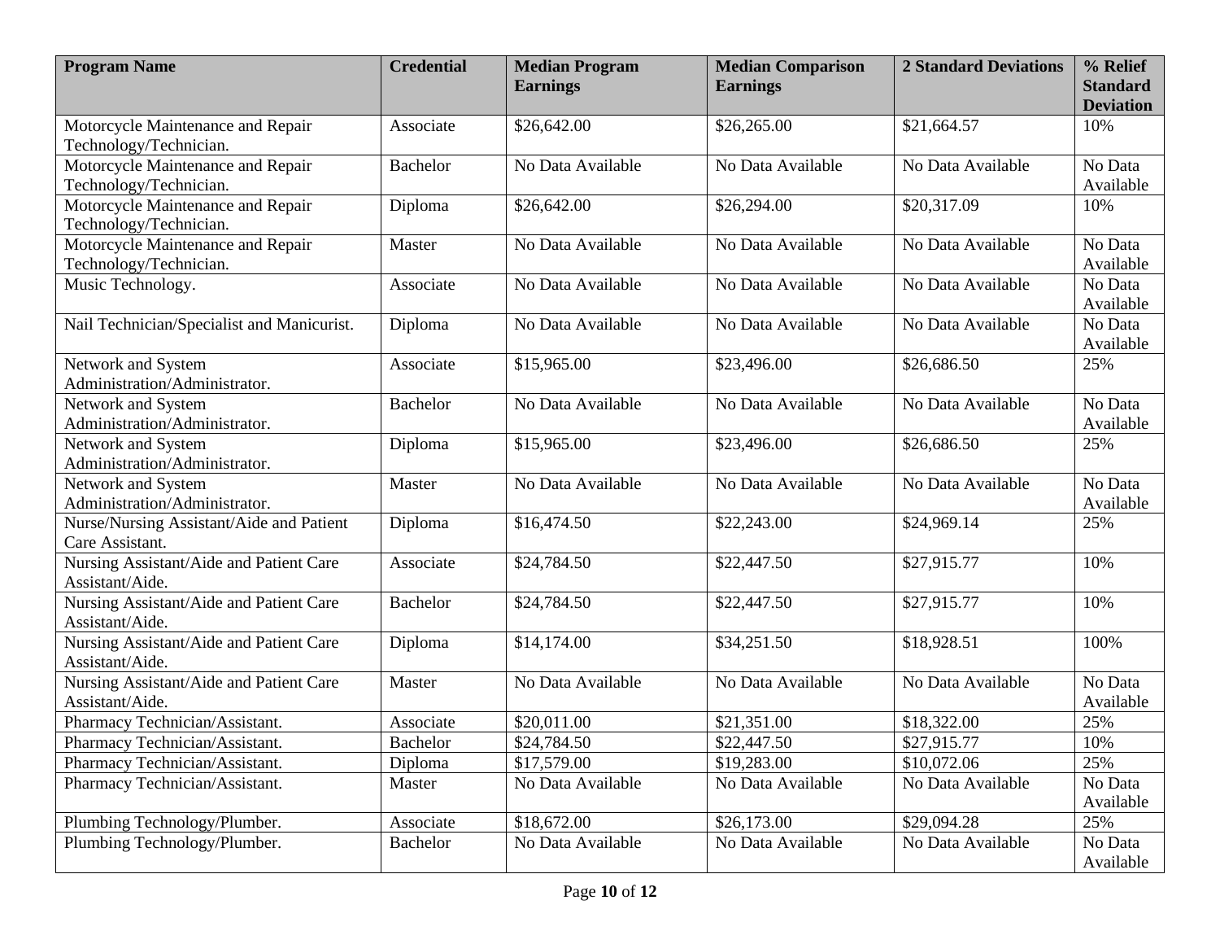| Program Name | Credential | Median Program Earnings | Median Comparison Earnings | 2 Standard Deviations | % Relief Standard Deviation |
|---|---|---|---|---|---|
| Motorcycle Maintenance and Repair Technology/Technician. | Associate | $26,642.00 | $26,265.00 | $21,664.57 | 10% |
| Motorcycle Maintenance and Repair Technology/Technician. | Bachelor | No Data Available | No Data Available | No Data Available | No Data Available |
| Motorcycle Maintenance and Repair Technology/Technician. | Diploma | $26,642.00 | $26,294.00 | $20,317.09 | 10% |
| Motorcycle Maintenance and Repair Technology/Technician. | Master | No Data Available | No Data Available | No Data Available | No Data Available |
| Music Technology. | Associate | No Data Available | No Data Available | No Data Available | No Data Available |
| Nail Technician/Specialist and Manicurist. | Diploma | No Data Available | No Data Available | No Data Available | No Data Available |
| Network and System Administration/Administrator. | Associate | $15,965.00 | $23,496.00 | $26,686.50 | 25% |
| Network and System Administration/Administrator. | Bachelor | No Data Available | No Data Available | No Data Available | No Data Available |
| Network and System Administration/Administrator. | Diploma | $15,965.00 | $23,496.00 | $26,686.50 | 25% |
| Network and System Administration/Administrator. | Master | No Data Available | No Data Available | No Data Available | No Data Available |
| Nurse/Nursing Assistant/Aide and Patient Care Assistant. | Diploma | $16,474.50 | $22,243.00 | $24,969.14 | 25% |
| Nursing Assistant/Aide and Patient Care Assistant/Aide. | Associate | $24,784.50 | $22,447.50 | $27,915.77 | 10% |
| Nursing Assistant/Aide and Patient Care Assistant/Aide. | Bachelor | $24,784.50 | $22,447.50 | $27,915.77 | 10% |
| Nursing Assistant/Aide and Patient Care Assistant/Aide. | Diploma | $14,174.00 | $34,251.50 | $18,928.51 | 100% |
| Nursing Assistant/Aide and Patient Care Assistant/Aide. | Master | No Data Available | No Data Available | No Data Available | No Data Available |
| Pharmacy Technician/Assistant. | Associate | $20,011.00 | $21,351.00 | $18,322.00 | 25% |
| Pharmacy Technician/Assistant. | Bachelor | $24,784.50 | $22,447.50 | $27,915.77 | 10% |
| Pharmacy Technician/Assistant. | Diploma | $17,579.00 | $19,283.00 | $10,072.06 | 25% |
| Pharmacy Technician/Assistant. | Master | No Data Available | No Data Available | No Data Available | No Data Available |
| Plumbing Technology/Plumber. | Associate | $18,672.00 | $26,173.00 | $29,094.28 | 25% |
| Plumbing Technology/Plumber. | Bachelor | No Data Available | No Data Available | No Data Available | No Data Available |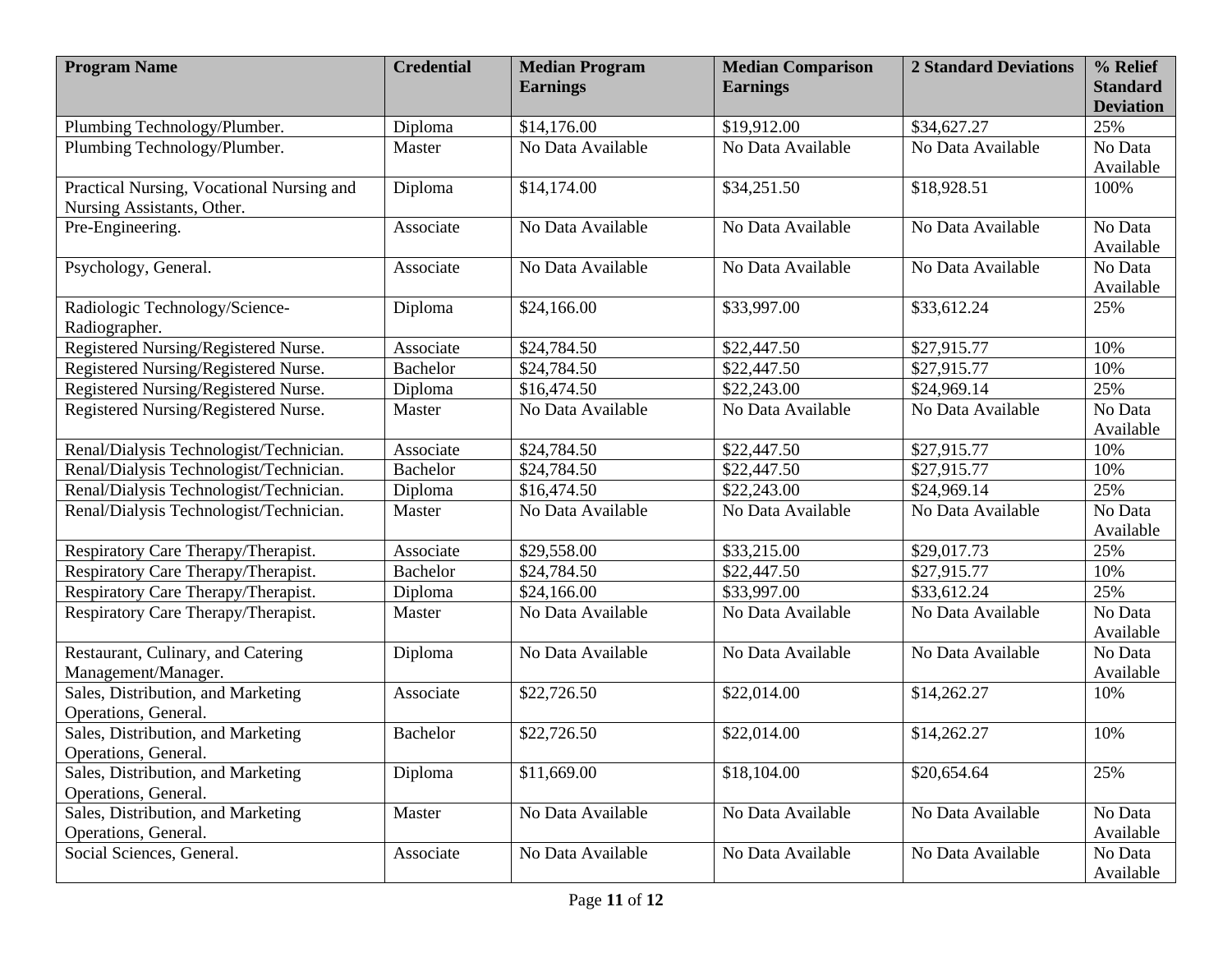| Program Name | Credential | Median Program Earnings | Median Comparison Earnings | 2 Standard Deviations | % Relief Standard Deviation |
|---|---|---|---|---|---|
| Plumbing Technology/Plumber. | Diploma | $14,176.00 | $19,912.00 | $34,627.27 | 25% |
| Plumbing Technology/Plumber. | Master | No Data Available | No Data Available | No Data Available | No Data Available |
| Practical Nursing, Vocational Nursing and Nursing Assistants, Other. | Diploma | $14,174.00 | $34,251.50 | $18,928.51 | 100% |
| Pre-Engineering. | Associate | No Data Available | No Data Available | No Data Available | No Data Available |
| Psychology, General. | Associate | No Data Available | No Data Available | No Data Available | No Data Available |
| Radiologic Technology/Science-Radiographer. | Diploma | $24,166.00 | $33,997.00 | $33,612.24 | 25% |
| Registered Nursing/Registered Nurse. | Associate | $24,784.50 | $22,447.50 | $27,915.77 | 10% |
| Registered Nursing/Registered Nurse. | Bachelor | $24,784.50 | $22,447.50 | $27,915.77 | 10% |
| Registered Nursing/Registered Nurse. | Diploma | $16,474.50 | $22,243.00 | $24,969.14 | 25% |
| Registered Nursing/Registered Nurse. | Master | No Data Available | No Data Available | No Data Available | No Data Available |
| Renal/Dialysis Technologist/Technician. | Associate | $24,784.50 | $22,447.50 | $27,915.77 | 10% |
| Renal/Dialysis Technologist/Technician. | Bachelor | $24,784.50 | $22,447.50 | $27,915.77 | 10% |
| Renal/Dialysis Technologist/Technician. | Diploma | $16,474.50 | $22,243.00 | $24,969.14 | 25% |
| Renal/Dialysis Technologist/Technician. | Master | No Data Available | No Data Available | No Data Available | No Data Available |
| Respiratory Care Therapy/Therapist. | Associate | $29,558.00 | $33,215.00 | $29,017.73 | 25% |
| Respiratory Care Therapy/Therapist. | Bachelor | $24,784.50 | $22,447.50 | $27,915.77 | 10% |
| Respiratory Care Therapy/Therapist. | Diploma | $24,166.00 | $33,997.00 | $33,612.24 | 25% |
| Respiratory Care Therapy/Therapist. | Master | No Data Available | No Data Available | No Data Available | No Data Available |
| Restaurant, Culinary, and Catering Management/Manager. | Diploma | No Data Available | No Data Available | No Data Available | No Data Available |
| Sales, Distribution, and Marketing Operations, General. | Associate | $22,726.50 | $22,014.00 | $14,262.27 | 10% |
| Sales, Distribution, and Marketing Operations, General. | Bachelor | $22,726.50 | $22,014.00 | $14,262.27 | 10% |
| Sales, Distribution, and Marketing Operations, General. | Diploma | $11,669.00 | $18,104.00 | $20,654.64 | 25% |
| Sales, Distribution, and Marketing Operations, General. | Master | No Data Available | No Data Available | No Data Available | No Data Available |
| Social Sciences, General. | Associate | No Data Available | No Data Available | No Data Available | No Data Available |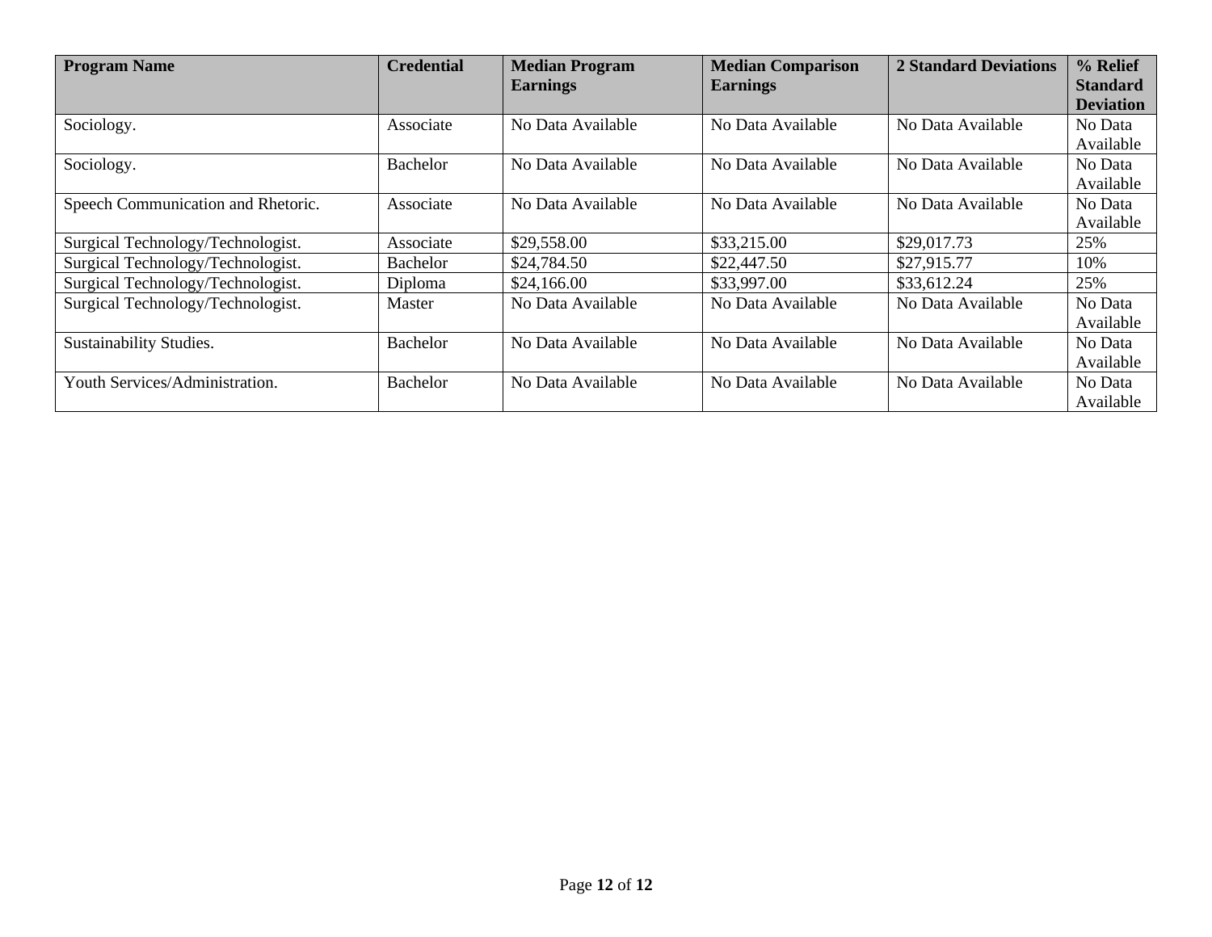| Program Name | Credential | Median Program Earnings | Median Comparison Earnings | 2 Standard Deviations | % Relief Standard Deviation |
|---|---|---|---|---|---|
| Sociology. | Associate | No Data Available | No Data Available | No Data Available | No Data Available |
| Sociology. | Bachelor | No Data Available | No Data Available | No Data Available | No Data Available |
| Speech Communication and Rhetoric. | Associate | No Data Available | No Data Available | No Data Available | No Data Available |
| Surgical Technology/Technologist. | Associate | $29,558.00 | $33,215.00 | $29,017.73 | 25% |
| Surgical Technology/Technologist. | Bachelor | $24,784.50 | $22,447.50 | $27,915.77 | 10% |
| Surgical Technology/Technologist. | Diploma | $24,166.00 | $33,997.00 | $33,612.24 | 25% |
| Surgical Technology/Technologist. | Master | No Data Available | No Data Available | No Data Available | No Data Available |
| Sustainability Studies. | Bachelor | No Data Available | No Data Available | No Data Available | No Data Available |
| Youth Services/Administration. | Bachelor | No Data Available | No Data Available | No Data Available | No Data Available |